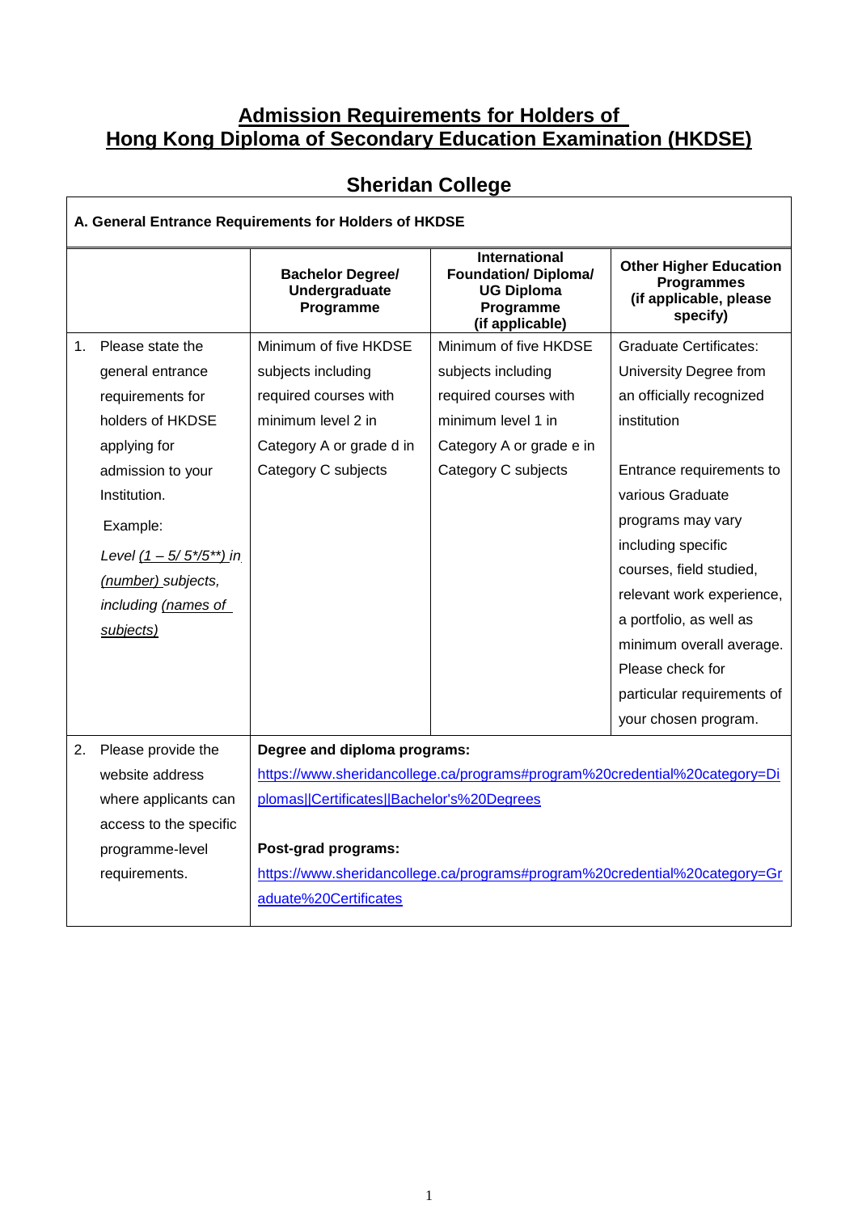# Admission Requirements for Holders of Hong Kong Diploma of Secondary Education Examination (HKDSE)

## Sheridan College

**A. General Entrance Requirements for Holders of HKDSE**

| | **Bachelor Degree/ Undergraduate Programme** | **International Foundation/ Diploma/ UG Diploma Programme (if applicable)** | **Other Higher Education Programmes (if applicable, please specify)** |
|---|---|---|---|
| 1. Please state the general entrance requirements for holders of HKDSE applying for admission to your Institution. Example: *Level (1 – 5/ 5*/5**) in (number) subjects, including (names of subjects)* | Minimum of five HKDSE subjects including required courses with minimum level 2 in Category A or grade d in Category C subjects | Minimum of five HKDSE subjects including required courses with minimum level 1 in Category A or grade e in Category C subjects | Graduate Certificates: University Degree from an officially recognized institution<br><br>Entrance requirements to various Graduate programs may vary including specific courses, field studied, relevant work experience, a portfolio, as well as minimum overall average. Please check for particular requirements of your chosen program. |
| 2. Please provide the website address where applicants can access to the specific programme-level requirements. | **Degree and diploma programs:**<br>https://www.sheridancollege.ca/programs#program%20credential%20category=Diplomas\|\|Certificates\|\|Bachelor's%20Degrees<br><br>**Post-grad programs:**<br>https://www.sheridancollege.ca/programs#program%20credential%20category=Graduate%20Certificates | | |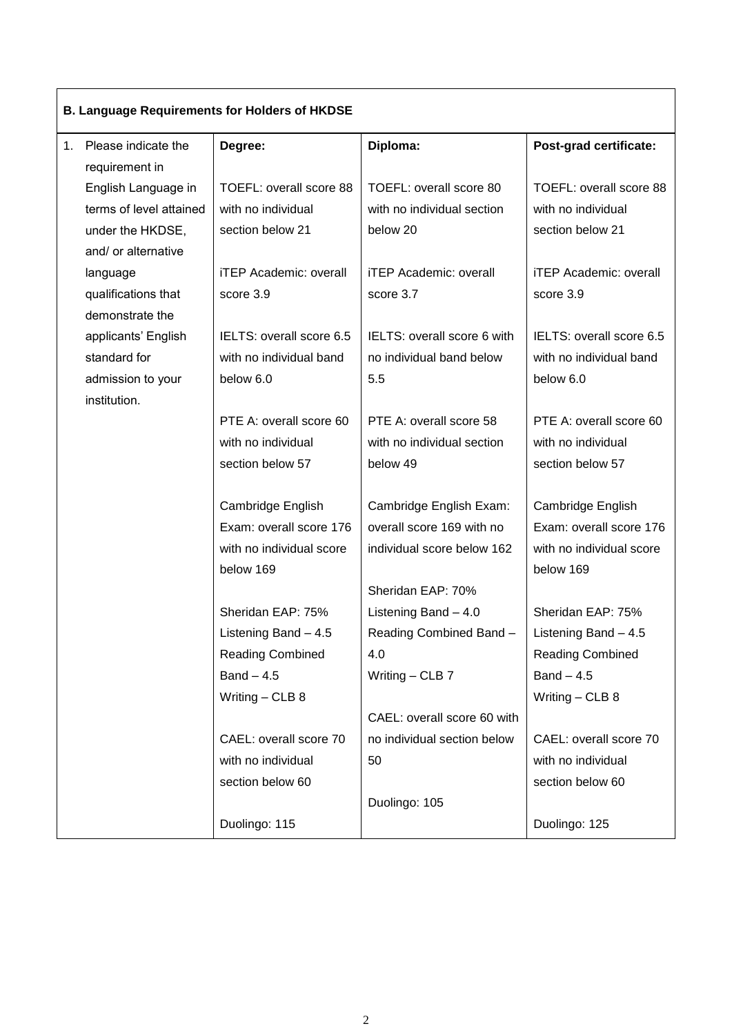| B. Language Requirements for Holders of HKDSE | | | |
|---|---|---|---|
| 1. Please indicate the requirement in English Language in terms of level attained under the HKDSE, and/ or alternative language qualifications that demonstrate the applicants' English standard for admission to your institution. | **Degree:**<br><br>TOEFL: overall score 88 with no individual section below 21<br><br>iTEP Academic: overall score 3.9<br><br>IELTS: overall score 6.5 with no individual band below 6.0<br><br>PTE A: overall score 60 with no individual section below 57<br><br>Cambridge English Exam: overall score 176 with no individual score below 169<br><br>Sheridan EAP: 75%<br>Listening Band – 4.5<br>Reading Combined Band – 4.5<br>Writing – CLB 8<br><br>CAEL: overall score 70 with no individual section below 60<br><br>Duolingo: 115 | **Diploma:**<br><br>TOEFL: overall score 80 with no individual section below 20<br><br>iTEP Academic: overall score 3.7<br><br>IELTS: overall score 6 with no individual band below 5.5<br><br>PTE A: overall score 58 with no individual section below 49<br><br>Cambridge English Exam: overall score 169 with no individual score below 162<br><br>Sheridan EAP: 70%<br>Listening Band – 4.0<br>Reading Combined Band – 4.0<br>Writing – CLB 7<br><br>CAEL: overall score 60 with no individual section below 50<br><br>Duolingo: 105 | **Post-grad certificate:**<br><br>TOEFL: overall score 88 with no individual section below 21<br><br>iTEP Academic: overall score 3.9<br><br>IELTS: overall score 6.5 with no individual band below 6.0<br><br>PTE A: overall score 60 with no individual section below 57<br><br>Cambridge English Exam: overall score 176 with no individual score below 169<br><br>Sheridan EAP: 75%<br>Listening Band – 4.5<br>Reading Combined Band – 4.5<br>Writing – CLB 8<br><br>CAEL: overall score 70 with no individual section below 60<br><br>Duolingo: 125 |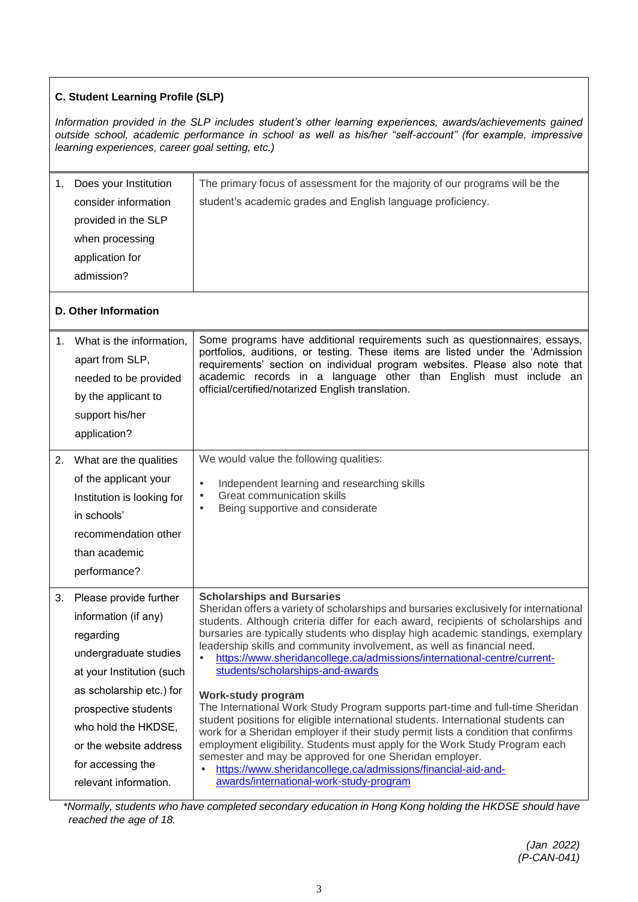### C. Student Learning Profile (SLP)

*Information provided in the SLP includes student's other learning experiences, awards/achievements gained outside school, academic performance in school as well as his/her "self-account" (for example, impressive learning experiences, career goal setting, etc.)*

| | |
|---|---|
| 1. Does your Institution consider information provided in the SLP when processing application for admission? | The primary focus of assessment for the majority of our programs will be the student's academic grades and English language proficiency. |

### D. Other Information

| | |
|---|---|
| 1. What is the information, apart from SLP, needed to be provided by the applicant to support his/her application? | Some programs have additional requirements such as questionnaires, essays, portfolios, auditions, or testing. These items are listed under the 'Admission requirements' section on individual program websites. Please also note that academic records in a language other than English must include an official/certified/notarized English translation. |
| 2. What are the qualities of the applicant your Institution is looking for in schools' recommendation other than academic performance? | We would value the following qualities:<br>• Independent learning and researching skills<br>• Great communication skills<br>• Being supportive and considerate |
| 3. Please provide further information (if any) regarding undergraduate studies at your Institution (such as scholarship etc.) for prospective students who hold the HKDSE, or the website address for accessing the relevant information. | **Scholarships and Bursaries**<br>Sheridan offers a variety of scholarships and bursaries exclusively for international students. Although criteria differ for each award, recipients of scholarships and bursaries are typically students who display high academic standings, exemplary leadership skills and community involvement, as well as financial need.<br>• https://www.sheridancollege.ca/admissions/international-centre/current-students/scholarships-and-awards<br><br>**Work-study program**<br>The International Work Study Program supports part-time and full-time Sheridan student positions for eligible international students. International students can work for a Sheridan employer if their study permit lists a condition that confirms employment eligibility. Students must apply for the Work Study Program each semester and may be approved for one Sheridan employer.<br>• https://www.sheridancollege.ca/admissions/financial-aid-and-awards/international-work-study-program |

*\*Normally, students who have completed secondary education in Hong Kong holding the HKDSE should have reached the age of 18.*

*(Jan 2022)*
*(P-CAN-041)*